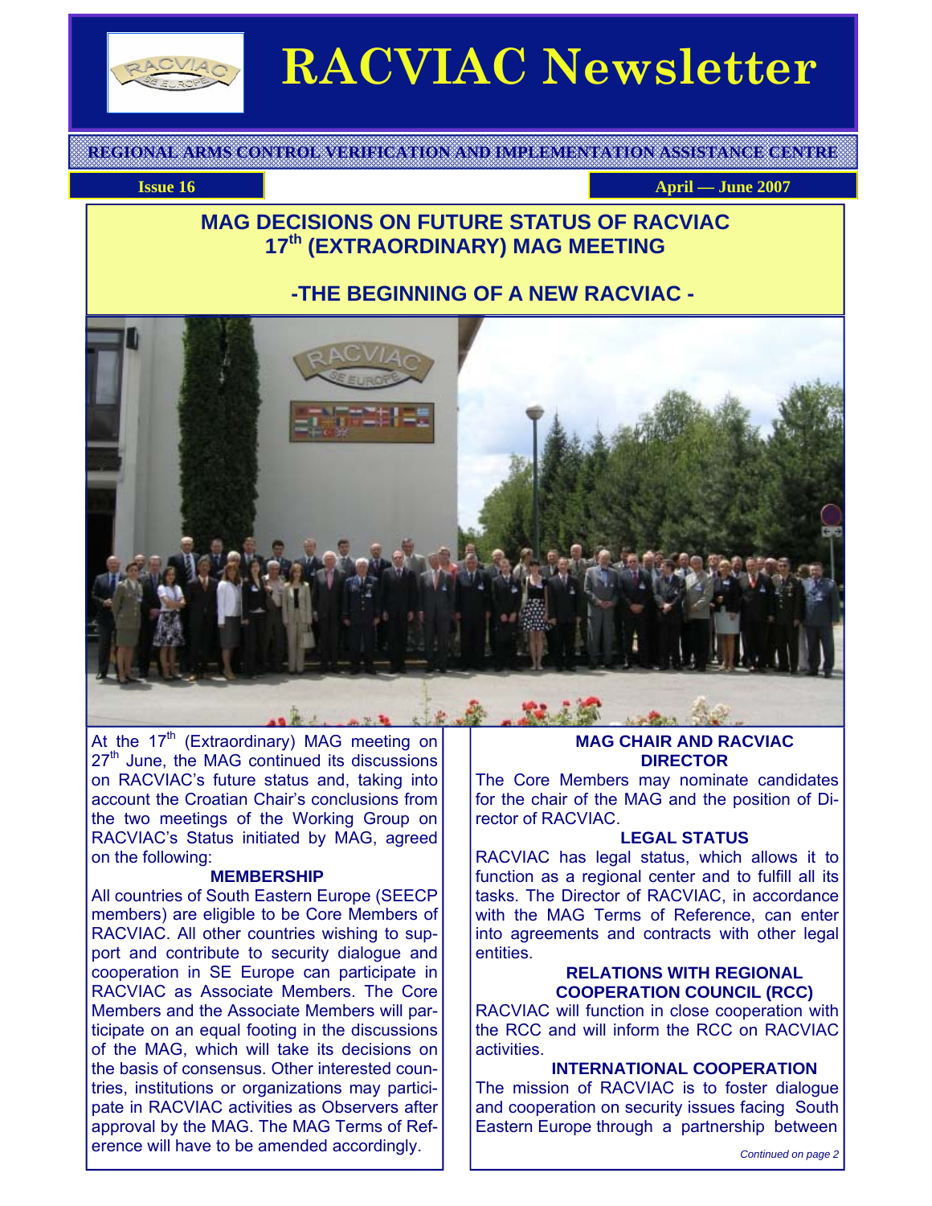# RACVIAC Newsletter

**REGIONAL ARMS CONTROL VERIFICATION AND IMPLEMENTATION ASSISTANCE CENTRE**

**Issue 16** **April — June 2007**

## MAG DECISIONS ON FUTURE STATUS OF RACVIAC 17th (EXTRAORDINARY) MAG MEETING

## -THE BEGINNING OF A NEW RACVIAC -

At the 17th (Extraordinary) MAG meeting on 27th June, the MAG continued its discussions on RACVIAC's future status and, taking into account the Croatian Chair's conclusions from the two meetings of the Working Group on RACVIAC's Status initiated by MAG, agreed on the following:

### MEMBERSHIP

All countries of South Eastern Europe (SEECP members) are eligible to be Core Members of RACVIAC. All other countries wishing to support and contribute to security dialogue and cooperation in SE Europe can participate in RACVIAC as Associate Members. The Core Members and the Associate Members will participate on an equal footing in the discussions of the MAG, which will take its decisions on the basis of consensus. Other interested countries, institutions or organizations may participate in RACVIAC activities as Observers after approval by the MAG. The MAG Terms of Reference will have to be amended accordingly.

### MAG CHAIR AND RACVIAC DIRECTOR

The Core Members may nominate candidates for the chair of the MAG and the position of Director of RACVIAC.

### LEGAL STATUS

RACVIAC has legal status, which allows it to function as a regional center and to fulfill all its tasks. The Director of RACVIAC, in accordance with the MAG Terms of Reference, can enter into agreements and contracts with other legal entities.

### RELATIONS WITH REGIONAL COOPERATION COUNCIL (RCC)

RACVIAC will function in close cooperation with the RCC and will inform the RCC on RACVIAC activities.

### INTERNATIONAL COOPERATION

The mission of RACVIAC is to foster dialogue and cooperation on security issues facing South Eastern Europe through a partnership between

*Continued on page 2*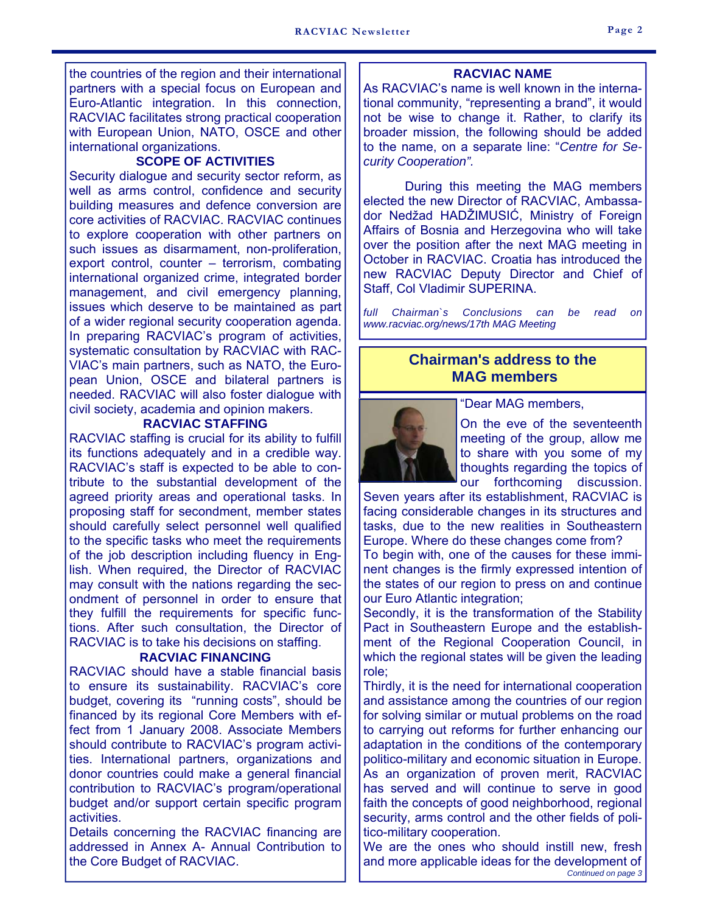the countries of the region and their international partners with a special focus on European and Euro-Atlantic integration. In this connection, RACVIAC facilitates strong practical cooperation with European Union, NATO, OSCE and other international organizations.

**SCOPE OF ACTIVITIES**

Security dialogue and security sector reform, as well as arms control, confidence and security building measures and defence conversion are core activities of RACVIAC. RACVIAC continues to explore cooperation with other partners on such issues as disarmament, non-proliferation, export control, counter – terrorism, combating international organized crime, integrated border management, and civil emergency planning, issues which deserve to be maintained as part of a wider regional security cooperation agenda. In preparing RACVIAC's program of activities, systematic consultation by RACVIAC with RACVIAC's main partners, such as NATO, the European Union, OSCE and bilateral partners is needed. RACVIAC will also foster dialogue with civil society, academia and opinion makers.

**RACVIAC STAFFING**

RACVIAC staffing is crucial for its ability to fulfill its functions adequately and in a credible way. RACVIAC's staff is expected to be able to contribute to the substantial development of the agreed priority areas and operational tasks. In proposing staff for secondment, member states should carefully select personnel well qualified to the specific tasks who meet the requirements of the job description including fluency in English. When required, the Director of RACVIAC may consult with the nations regarding the secondment of personnel in order to ensure that they fulfill the requirements for specific functions. After such consultation, the Director of RACVIAC is to take his decisions on staffing.

**RACVIAC FINANCING**

RACVIAC should have a stable financial basis to ensure its sustainability. RACVIAC's core budget, covering its "running costs", should be financed by its regional Core Members with effect from 1 January 2008. Associate Members should contribute to RACVIAC's program activities. International partners, organizations and donor countries could make a general financial contribution to RACVIAC's program/operational budget and/or support certain specific program activities.

Details concerning the RACVIAC financing are addressed in Annex A- Annual Contribution to the Core Budget of RACVIAC.

**RACVIAC NAME**

As RACVIAC's name is well known in the international community, "representing a brand", it would not be wise to change it. Rather, to clarify its broader mission, the following should be added to the name, on a separate line: "*Centre for Security Cooperation*".

During this meeting the MAG members elected the new Director of RACVIAC, Ambassador Nedžad HADŽIMUSIĆ, Ministry of Foreign Affairs of Bosnia and Herzegovina who will take over the position after the next MAG meeting in October in RACVIAC. Croatia has introduced the new RACVIAC Deputy Director and Chief of Staff, Col Vladimir SUPERINA.

*full Chairman`s Conclusions can be read on www.racviac.org/news/17th MAG Meeting*

## Chairman's address to the MAG members

"Dear MAG members,

On the eve of the seventeenth meeting of the group, allow me to share with you some of my thoughts regarding the topics of our forthcoming discussion. Seven years after its establishment, RACVIAC is facing considerable changes in its structures and tasks, due to the new realities in Southeastern Europe. Where do these changes come from?

To begin with, one of the causes for these imminent changes is the firmly expressed intention of the states of our region to press on and continue our Euro Atlantic integration;

Secondly, it is the transformation of the Stability Pact in Southeastern Europe and the establishment of the Regional Cooperation Council, in which the regional states will be given the leading role;

Thirdly, it is the need for international cooperation and assistance among the countries of our region for solving similar or mutual problems on the road to carrying out reforms for further enhancing our adaptation in the conditions of the contemporary politico-military and economic situation in Europe.

As an organization of proven merit, RACVIAC has served and will continue to serve in good faith the concepts of good neighborhood, regional security, arms control and the other fields of politico-military cooperation.

We are the ones who should instill new, fresh and more applicable ideas for the development of

*Continued on page 3*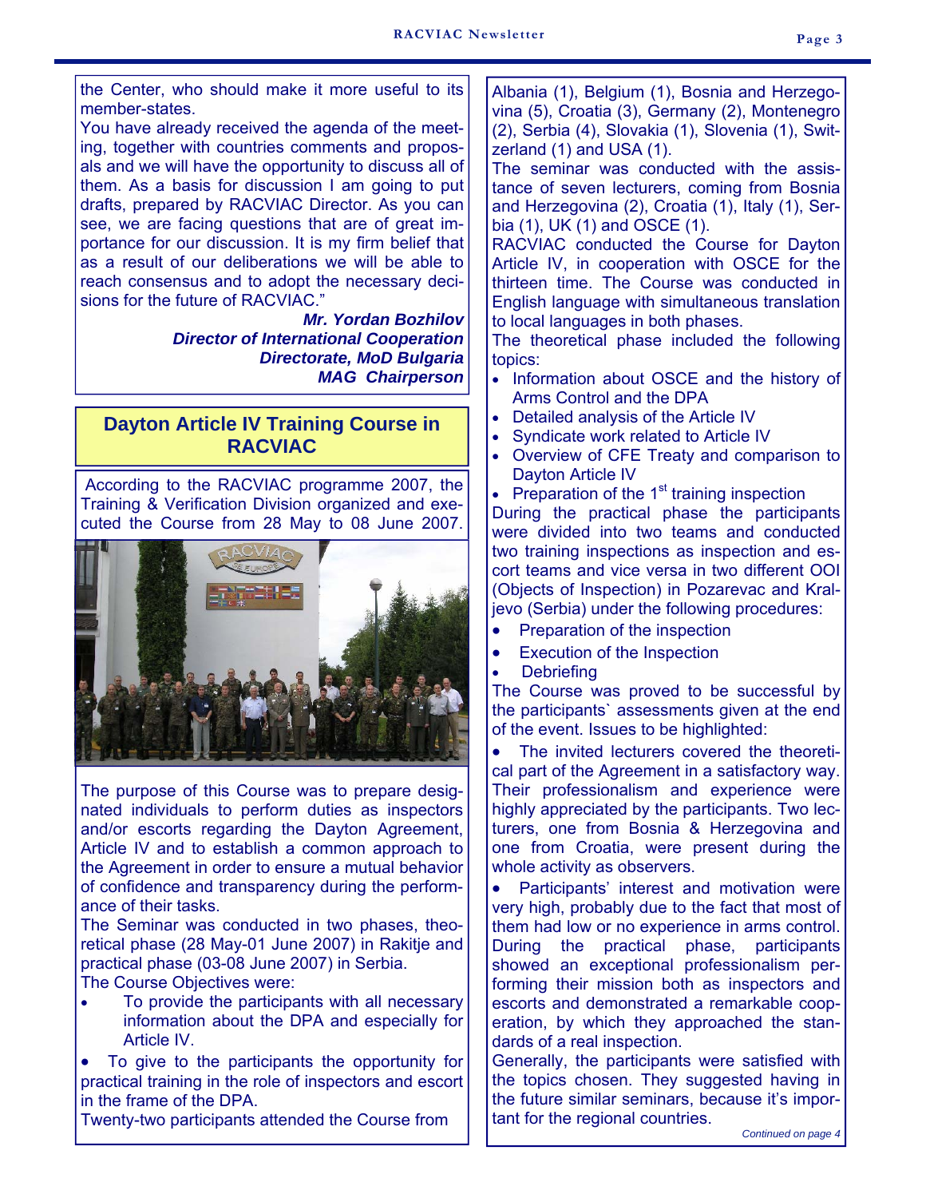the Center, who should make it more useful to its member-states.

You have already received the agenda of the meeting, together with countries comments and proposals and we will have the opportunity to discuss all of them. As a basis for discussion I am going to put drafts, prepared by RACVIAC Director. As you can see, we are facing questions that are of great importance for our discussion. It is my firm belief that as a result of our deliberations we will be able to reach consensus and to adopt the necessary decisions for the future of RACVIAC."

***Mr. Yordan Bozhilov***
***Director of International Cooperation Directorate, MoD Bulgaria***
***MAG Chairperson***

## Dayton Article IV Training Course in RACVIAC

According to the RACVIAC programme 2007, the Training & Verification Division organized and executed the Course from 28 May to 08 June 2007.

The purpose of this Course was to prepare designated individuals to perform duties as inspectors and/or escorts regarding the Dayton Agreement, Article IV and to establish a common approach to the Agreement in order to ensure a mutual behavior of confidence and transparency during the performance of their tasks.

The Seminar was conducted in two phases, theoretical phase (28 May-01 June 2007) in Rakitje and practical phase (03-08 June 2007) in Serbia.

The Course Objectives were:

- To provide the participants with all necessary information about the DPA and especially for Article IV.
- To give to the participants the opportunity for practical training in the role of inspectors and escort in the frame of the DPA.

Twenty-two participants attended the Course from Albania (1), Belgium (1), Bosnia and Herzegovina (5), Croatia (3), Germany (2), Montenegro (2), Serbia (4), Slovakia (1), Slovenia (1), Switzerland (1) and USA (1).

The seminar was conducted with the assistance of seven lecturers, coming from Bosnia and Herzegovina (2), Croatia (1), Italy (1), Serbia (1), UK (1) and OSCE (1).

RACVIAC conducted the Course for Dayton Article IV, in cooperation with OSCE for the thirteen time. The Course was conducted in English language with simultaneous translation to local languages in both phases.

The theoretical phase included the following topics:

- Information about OSCE and the history of Arms Control and the DPA
- Detailed analysis of the Article IV
- Syndicate work related to Article IV
- Overview of CFE Treaty and comparison to Dayton Article IV
- Preparation of the 1st training inspection

During the practical phase the participants were divided into two teams and conducted two training inspections as inspection and escort teams and vice versa in two different OOI (Objects of Inspection) in Pozarevac and Kraljevo (Serbia) under the following procedures:

- Preparation of the inspection
- Execution of the Inspection
- Debriefing

The Course was proved to be successful by the participants` assessments given at the end of the event. Issues to be highlighted:

- The invited lecturers covered the theoretical part of the Agreement in a satisfactory way. Their professionalism and experience were highly appreciated by the participants. Two lecturers, one from Bosnia & Herzegovina and one from Croatia, were present during the whole activity as observers.
- Participants' interest and motivation were very high, probably due to the fact that most of them had low or no experience in arms control. During the practical phase, participants showed an exceptional professionalism performing their mission both as inspectors and escorts and demonstrated a remarkable cooperation, by which they approached the standards of a real inspection.

Generally, the participants were satisfied with the topics chosen. They suggested having in the future similar seminars, because it's important for the regional countries.

*Continued on page 4*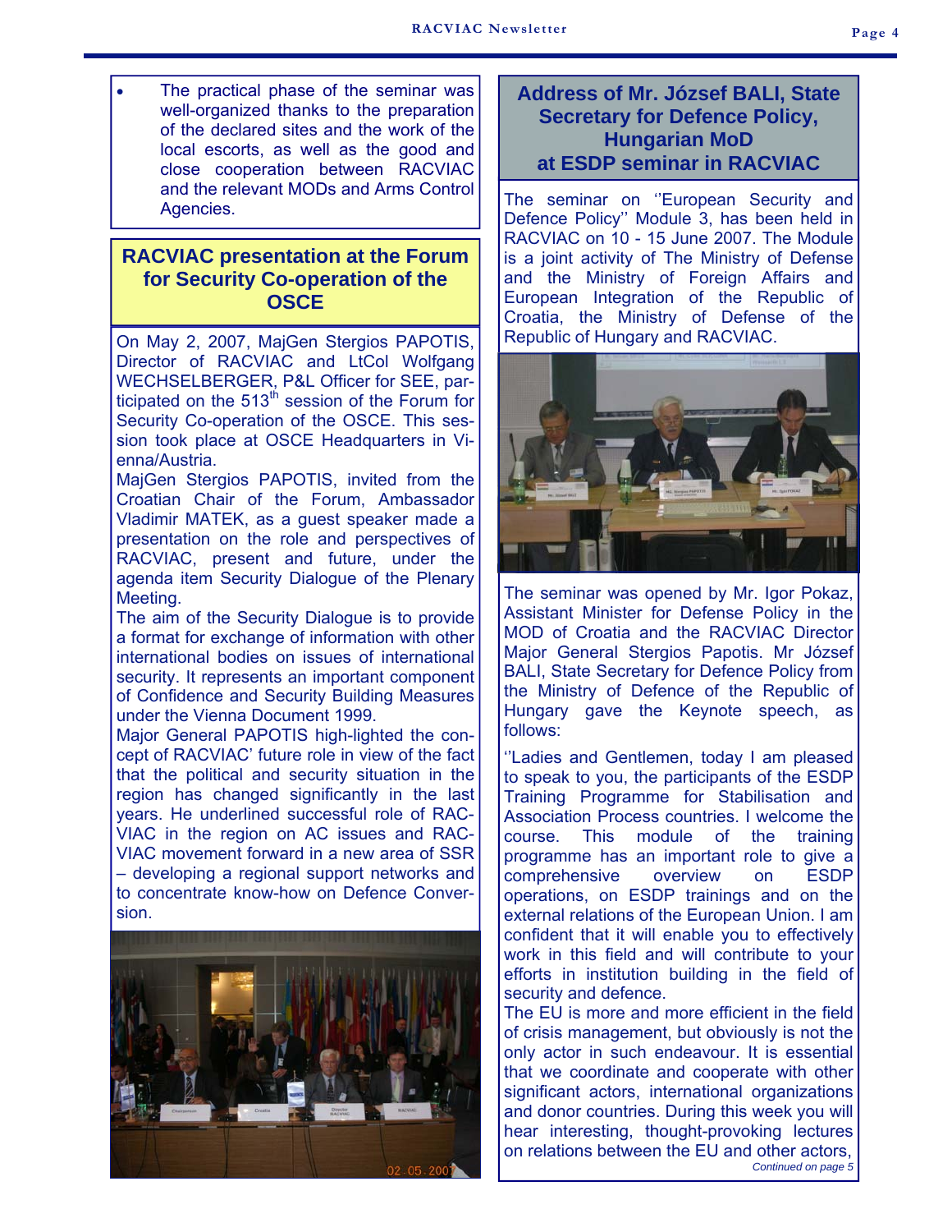- The practical phase of the seminar was well-organized thanks to the preparation of the declared sites and the work of the local escorts, as well as the good and close cooperation between RACVIAC and the relevant MODs and Arms Control Agencies.

## RACVIAC presentation at the Forum for Security Co-operation of the OSCE

On May 2, 2007, MajGen Stergios PAPOTIS, Director of RACVIAC and LtCol Wolfgang WECHSELBERGER, P&L Officer for SEE, participated on the 513th session of the Forum for Security Co-operation of the OSCE. This session took place at OSCE Headquarters in Vienna/Austria.

MajGen Stergios PAPOTIS, invited from the Croatian Chair of the Forum, Ambassador Vladimir MATEK, as a guest speaker made a presentation on the role and perspectives of RACVIAC, present and future, under the agenda item Security Dialogue of the Plenary Meeting.

The aim of the Security Dialogue is to provide a format for exchange of information with other international bodies on issues of international security. It represents an important component of Confidence and Security Building Measures under the Vienna Document 1999.

Major General PAPOTIS high-lighted the concept of RACVIAC' future role in view of the fact that the political and security situation in the region has changed significantly in the last years. He underlined successful role of RACVIAC in the region on AC issues and RACVIAC movement forward in a new area of SSR – developing a regional support networks and to concentrate know-how on Defence Conversion.

## Address of Mr. József BALI, State Secretary for Defence Policy, Hungarian MoD at ESDP seminar in RACVIAC

The seminar on ''European Security and Defence Policy'' Module 3, has been held in RACVIAC on 10 - 15 June 2007. The Module is a joint activity of The Ministry of Defense and the Ministry of Foreign Affairs and European Integration of the Republic of Croatia, the Ministry of Defense of the Republic of Hungary and RACVIAC.

The seminar was opened by Mr. Igor Pokaz, Assistant Minister for Defense Policy in the MOD of Croatia and the RACVIAC Director Major General Stergios Papotis. Mr József BALI, State Secretary for Defence Policy from the Ministry of Defence of the Republic of Hungary gave the Keynote speech, as follows:

''Ladies and Gentlemen, today I am pleased to speak to you, the participants of the ESDP Training Programme for Stabilisation and Association Process countries. I welcome the course. This module of the training programme has an important role to give a comprehensive overview on ESDP operations, on ESDP trainings and on the external relations of the European Union. I am confident that it will enable you to effectively work in this field and will contribute to your efforts in institution building in the field of security and defence.

The EU is more and more efficient in the field of crisis management, but obviously is not the only actor in such endeavour. It is essential that we coordinate and cooperate with other significant actors, international organizations and donor countries. During this week you will hear interesting, thought-provoking lectures on relations between the EU and other actors,

*Continued on page 5*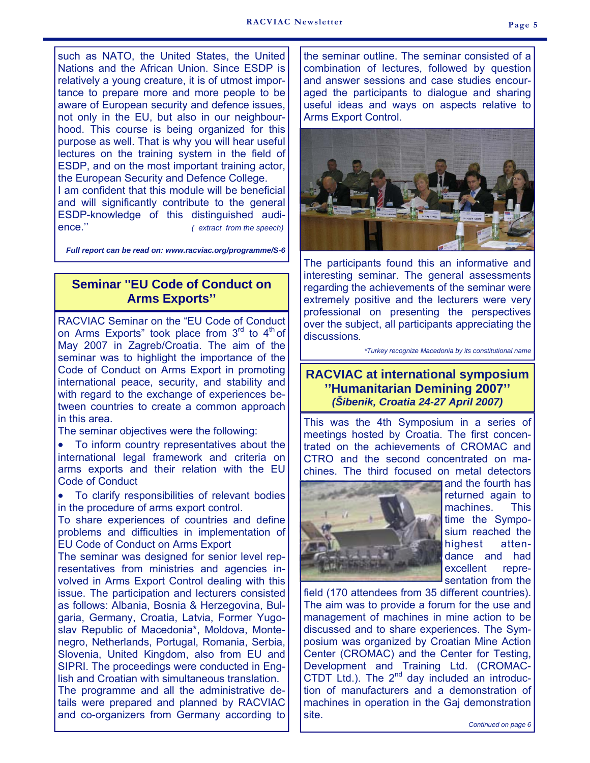such as NATO, the United States, the United Nations and the African Union. Since ESDP is relatively a young creature, it is of utmost importance to prepare more and more people to be aware of European security and defence issues, not only in the EU, but also in our neighbourhood. This course is being organized for this purpose as well. That is why you will hear useful lectures on the training system in the field of ESDP, and on the most important training actor, the European Security and Defence College.

I am confident that this module will be beneficial and will significantly contribute to the general ESDP-knowledge of this distinguished audience.'' *( extract from the speech)*

***Full report can be read on: www.racviac.org/programme/S-6***

## Seminar "EU Code of Conduct on Arms Exports''

RACVIAC Seminar on the "EU Code of Conduct on Arms Exports" took place from 3rd to 4th of May 2007 in Zagreb/Croatia. The aim of the seminar was to highlight the importance of the Code of Conduct on Arms Export in promoting international peace, security, and stability and with regard to the exchange of experiences between countries to create a common approach in this area.

The seminar objectives were the following:

- To inform country representatives about the international legal framework and criteria on arms exports and their relation with the EU Code of Conduct
- To clarify responsibilities of relevant bodies in the procedure of arms export control.

To share experiences of countries and define problems and difficulties in implementation of EU Code of Conduct on Arms Export

The seminar was designed for senior level representatives from ministries and agencies involved in Arms Export Control dealing with this issue. The participation and lecturers consisted as follows: Albania, Bosnia & Herzegovina, Bulgaria, Germany, Croatia, Latvia, Former Yugoslav Republic of Macedonia*, Moldova, Montenegro, Netherlands, Portugal, Romania, Serbia, Slovenia, United Kingdom, also from EU and SIPRI. The proceedings were conducted in English and Croatian with simultaneous translation.

The programme and all the administrative details were prepared and planned by RACVIAC and co-organizers from Germany according to the seminar outline. The seminar consisted of a combination of lectures, followed by question and answer sessions and case studies encouraged the participants to dialogue and sharing useful ideas and ways on aspects relative to Arms Export Control.

The participants found this an informative and interesting seminar. The general assessments regarding the achievements of the seminar were extremely positive and the lecturers were very professional on presenting the perspectives over the subject, all participants appreciating the discussions.

*\*Turkey recognize Macedonia by its constitutional name*

## RACVIAC at international symposium ''Humanitarian Demining 2007''

***(Šibenik, Croatia 24-27 April 2007)***

This was the 4th Symposium in a series of meetings hosted by Croatia. The first concentrated on the achievements of CROMAC and CTRO and the second concentrated on machines. The third focused on metal detectors and the fourth has returned again to machines. This time the Symposium reached the highest attendance and had excellent representation from the field (170 attendees from 35 different countries). The aim was to provide a forum for the use and management of machines in mine action to be discussed and to share experiences. The Symposium was organized by Croatian Mine Action Center (CROMAC) and the Center for Testing, Development and Training Ltd. (CROMAC-CTDT Ltd.). The 2nd day included an introduction of manufacturers and a demonstration of machines in operation in the Gaj demonstration site.

*Continued on page 6*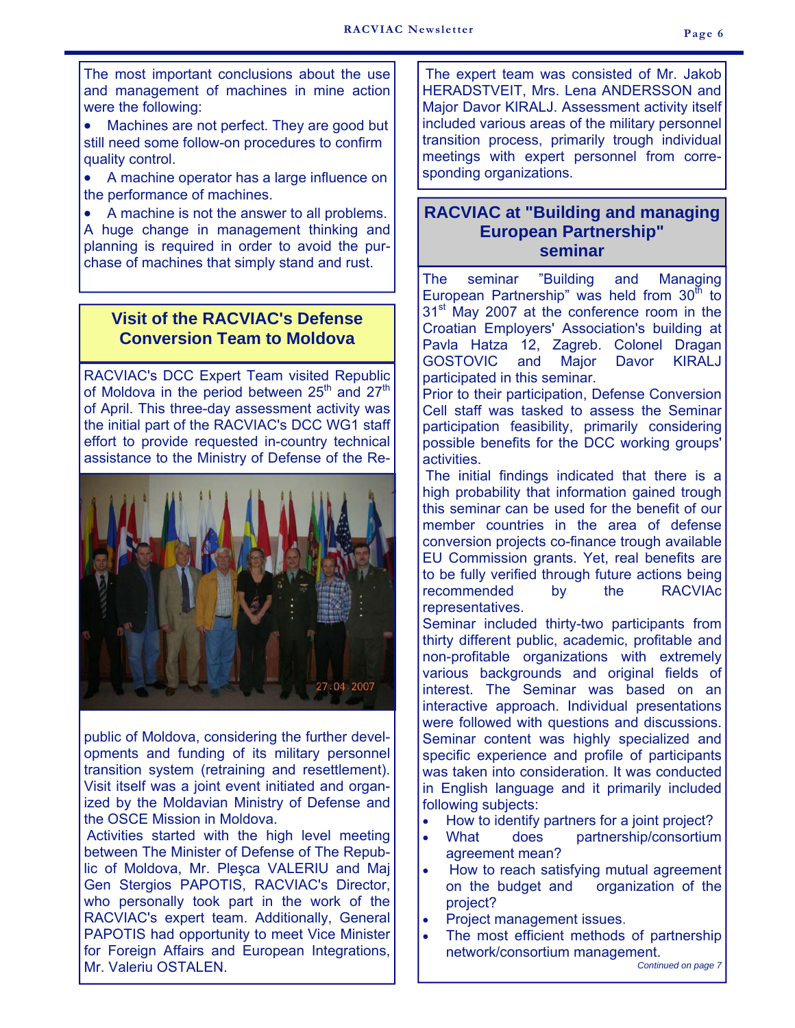The most important conclusions about the use and management of machines in mine action were the following:

- Machines are not perfect. They are good but still need some follow-on procedures to confirm quality control.
- A machine operator has a large influence on the performance of machines.
- A machine is not the answer to all problems. A huge change in management thinking and planning is required in order to avoid the purchase of machines that simply stand and rust.

## Visit of the RACVIAC's Defense Conversion Team to Moldova

RACVIAC's DCC Expert Team visited Republic of Moldova in the period between 25th and 27th of April. This three-day assessment activity was the initial part of the RACVIAC's DCC WG1 staff effort to provide requested in-country technical assistance to the Ministry of Defense of the Republic of Moldova, considering the further developments and funding of its military personnel transition system (retraining and resettlement). Visit itself was a joint event initiated and organized by the Moldavian Ministry of Defense and the OSCE Mission in Moldova.

Activities started with the high level meeting between The Minister of Defense of The Republic of Moldova, Mr. Pleşca VALERIU and Maj Gen Stergios PAPOTIS, RACVIAC's Director, who personally took part in the work of the RACVIAC's expert team. Additionally, General PAPOTIS had opportunity to meet Vice Minister for Foreign Affairs and European Integrations, Mr. Valeriu OSTALEN.

The expert team was consisted of Mr. Jakob HERADSTVEIT, Mrs. Lena ANDERSSON and Major Davor KIRALJ. Assessment activity itself included various areas of the military personnel transition process, primarily trough individual meetings with expert personnel from corresponding organizations.

## RACVIAC at "Building and managing European Partnership" seminar

The seminar "Building and Managing European Partnership" was held from 30th to 31st May 2007 at the conference room in the Croatian Employers' Association's building at Pavla Hatza 12, Zagreb. Colonel Dragan GOSTOVIC and Major Davor KIRALJ participated in this seminar.

Prior to their participation, Defense Conversion Cell staff was tasked to assess the Seminar participation feasibility, primarily considering possible benefits for the DCC working groups' activities.

The initial findings indicated that there is a high probability that information gained trough this seminar can be used for the benefit of our member countries in the area of defense conversion projects co-finance trough available EU Commission grants. Yet, real benefits are to be fully verified through future actions being recommended by the RACVIAc representatives.

Seminar included thirty-two participants from thirty different public, academic, profitable and non-profitable organizations with extremely various backgrounds and original fields of interest. The Seminar was based on an interactive approach. Individual presentations were followed with questions and discussions. Seminar content was highly specialized and specific experience and profile of participants was taken into consideration. It was conducted in English language and it primarily included following subjects:

- How to identify partners for a joint project?
- What does partnership/consortium agreement mean?
- How to reach satisfying mutual agreement on the budget and organization of the project?
- Project management issues.
- The most efficient methods of partnership network/consortium management.

*Continued on page 7*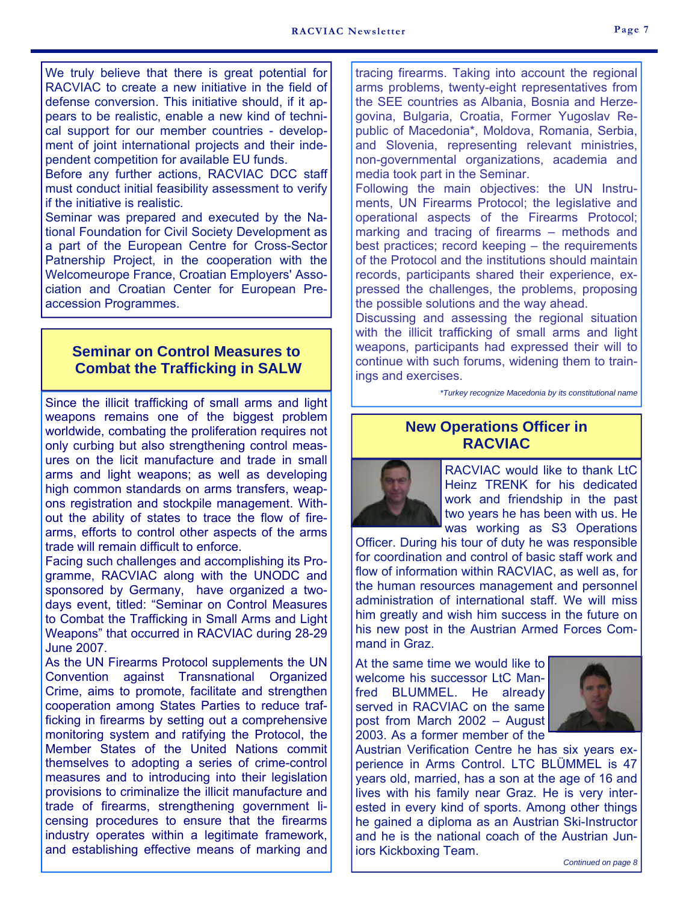We truly believe that there is great potential for RACVIAC to create a new initiative in the field of defense conversion. This initiative should, if it appears to be realistic, enable a new kind of technical support for our member countries - development of joint international projects and their independent competition for available EU funds.

Before any further actions, RACVIAC DCC staff must conduct initial feasibility assessment to verify if the initiative is realistic.

Seminar was prepared and executed by the National Foundation for Civil Society Development as a part of the European Centre for Cross-Sector Patnership Project, in the cooperation with the Welcomeurope France, Croatian Employers' Association and Croatian Center for European Preaccession Programmes.

## Seminar on Control Measures to Combat the Trafficking in SALW

Since the illicit trafficking of small arms and light weapons remains one of the biggest problem worldwide, combating the proliferation requires not only curbing but also strengthening control measures on the licit manufacture and trade in small arms and light weapons; as well as developing high common standards on arms transfers, weapons registration and stockpile management. Without the ability of states to trace the flow of firearms, efforts to control other aspects of the arms trade will remain difficult to enforce.

Facing such challenges and accomplishing its Programme, RACVIAC along with the UNODC and sponsored by Germany, have organized a two-days event, titled: "Seminar on Control Measures to Combat the Trafficking in Small Arms and Light Weapons" that occurred in RACVIAC during 28-29 June 2007.

As the UN Firearms Protocol supplements the UN Convention against Transnational Organized Crime, aims to promote, facilitate and strengthen cooperation among States Parties to reduce trafficking in firearms by setting out a comprehensive monitoring system and ratifying the Protocol, the Member States of the United Nations commit themselves to adopting a series of crime-control measures and to introducing into their legislation provisions to criminalize the illicit manufacture and trade of firearms, strengthening government licensing procedures to ensure that the firearms industry operates within a legitimate framework, and establishing effective means of marking and tracing firearms. Taking into account the regional arms problems, twenty-eight representatives from the SEE countries as Albania, Bosnia and Herzegovina, Bulgaria, Croatia, Former Yugoslav Republic of Macedonia*, Moldova, Romania, Serbia, and Slovenia, representing relevant ministries, non-governmental organizations, academia and media took part in the Seminar.

Following the main objectives: the UN Instruments, UN Firearms Protocol; the legislative and operational aspects of the Firearms Protocol; marking and tracing of firearms – methods and best practices; record keeping – the requirements of the Protocol and the institutions should maintain records, participants shared their experience, expressed the challenges, the problems, proposing the possible solutions and the way ahead.

Discussing and assessing the regional situation with the illicit trafficking of small arms and light weapons, participants had expressed their will to continue with such forums, widening them to trainings and exercises.

*\*Turkey recognize Macedonia by its constitutional name*

## New Operations Officer in RACVIAC

RACVIAC would like to thank LtC Heinz TRENK for his dedicated work and friendship in the past two years he has been with us. He was working as S3 Operations Officer. During his tour of duty he was responsible for coordination and control of basic staff work and flow of information within RACVIAC, as well as, for the human resources management and personnel administration of international staff. We will miss him greatly and wish him success in the future on his new post in the Austrian Armed Forces Command in Graz.

At the same time we would like to welcome his successor LtC Manfred BLUMMEL. He already served in RACVIAC on the same post from March 2002 – August 2003. As a former member of the Austrian Verification Centre he has six years experience in Arms Control. LTC BLÜMMEL is 47 years old, married, has a son at the age of 16 and lives with his family near Graz. He is very interested in every kind of sports. Among other things he gained a diploma as an Austrian Ski-Instructor and he is the national coach of the Austrian Juniors Kickboxing Team.

*Continued on page 8*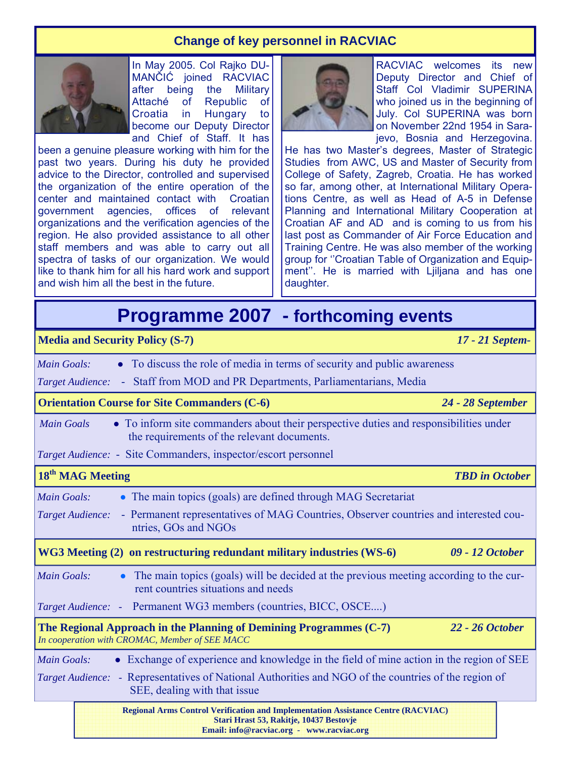## Change of key personnel in RACVIAC

In May 2005. Col Rajko DUMANČIĆ joined RACVIAC after being the Military Attaché of Republic of Croatia in Hungary to become our Deputy Director and Chief of Staff. It has been a genuine pleasure working with him for the past two years. During his duty he provided advice to the Director, controlled and supervised the organization of the entire operation of the center and maintained contact with Croatian government agencies, offices of relevant organizations and the verification agencies of the region. He also provided assistance to all other staff members and was able to carry out all spectra of tasks of our organization. We would like to thank him for all his hard work and support and wish him all the best in the future.

RACVIAC welcomes its new Deputy Director and Chief of Staff Col Vladimir SUPERINA who joined us in the beginning of July. Col SUPERINA was born on November 22nd 1954 in Sarajevo, Bosnia and Herzegovina. He has two Master's degrees, Master of Strategic Studies from AWC, US and Master of Security from College of Safety, Zagreb, Croatia. He has worked so far, among other, at International Military Operations Centre, as well as Head of A-5 in Defense Planning and International Military Cooperation at Croatian AF and AD and is coming to us from his last post as Commander of Air Force Education and Training Centre. He was also member of the working group for ''Croatian Table of Organization and Equipment''. He is married with Ljiljana and has one daughter.

# Programme 2007 - forthcoming events

**Media and Security Policy (S-7)** — ***17 - 21 Septem-***

*Main Goals:* • To discuss the role of media in terms of security and public awareness

*Target Audience:* - Staff from MOD and PR Departments, Parliamentarians, Media

**Orientation Course for Site Commanders (C-6)** — ***24 - 28 September***

*Main Goals* • To inform site commanders about their perspective duties and responsibilities under the requirements of the relevant documents.

*Target Audience:* - Site Commanders, inspector/escort personnel

**18th MAG Meeting** — ***TBD in October***

*Main Goals:* • The main topics (goals) are defined through MAG Secretariat

*Target Audience:* - Permanent representatives of MAG Countries, Observer countries and interested countries, GOs and NGOs

**WG3 Meeting (2) on restructuring redundant military industries (WS-6)** — ***09 - 12 October***

*Main Goals:* • The main topics (goals) will be decided at the previous meeting according to the current countries situations and needs

*Target Audience:* - Permanent WG3 members (countries, BICC, OSCE....)

**The Regional Approach in the Planning of Demining Programmes (C-7)** — ***22 - 26 October***
*In cooperation with CROMAC, Member of SEE MACC*

*Main Goals:* • Exchange of experience and knowledge in the field of mine action in the region of SEE

*Target Audience:* - Representatives of National Authorities and NGO of the countries of the region of SEE, dealing with that issue

**Regional Arms Control Verification and Implementation Assistance Centre (RACVIAC)**
**Stari Hrast 53, Rakitje, 10437 Bestovje**
**Email: info@racviac.org - www.racviac.org**